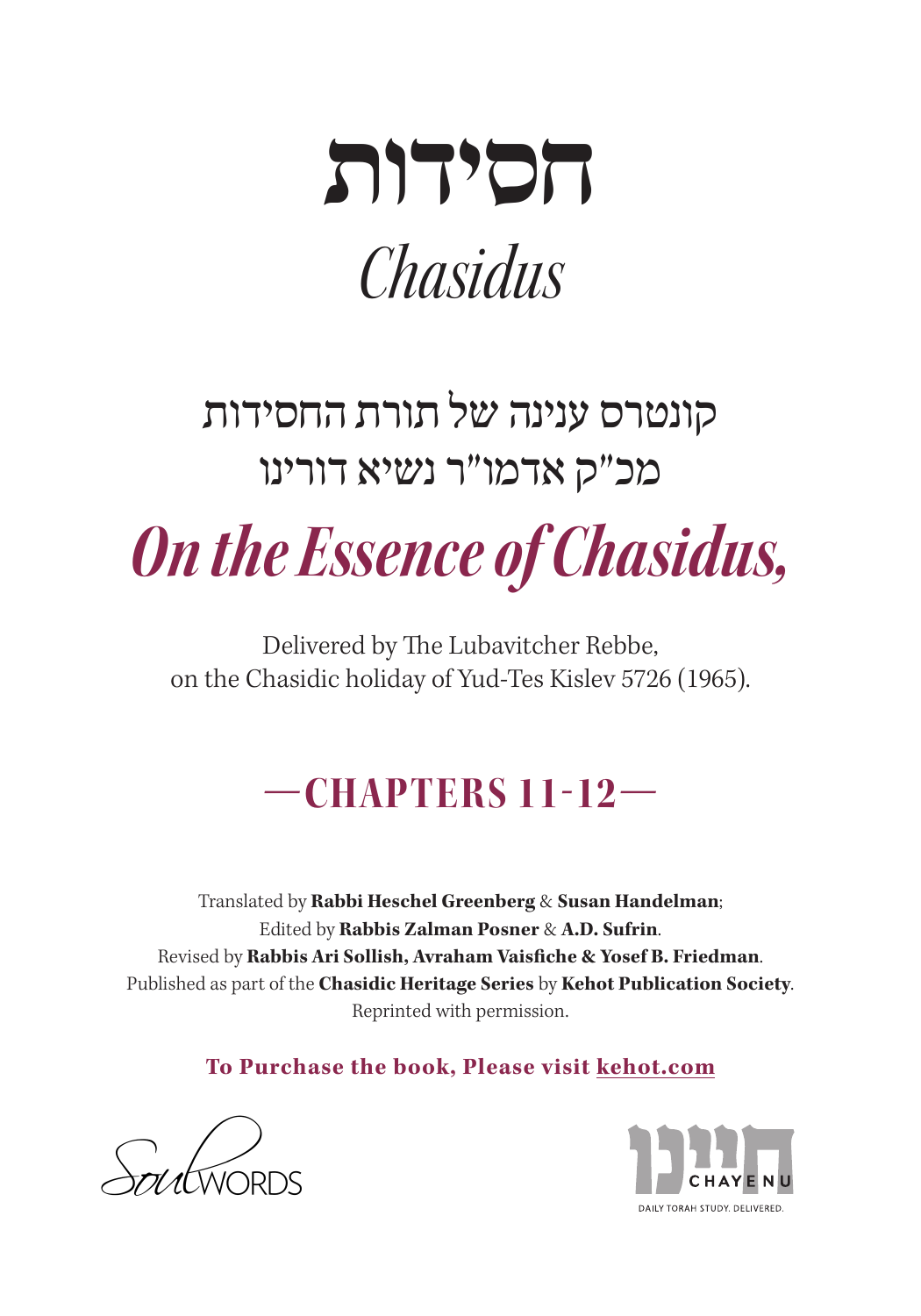# חסידות

# *Chasidus*

## קונטרס ענינה של תורת החסידות
## מכ"ק אדמו"ר נשיא דורינו

# *On the Essence of Chasidus,*

Delivered by The Lubavitcher Rebbe,
on the Chasidic holiday of Yud-Tes Kislev 5726 (1965).

## —CHAPTERS 11-12—

Translated by **Rabbi Heschel Greenberg** & **Susan Handelman**;
Edited by **Rabbis Zalman Posner** & **A.D. Sufrin**.
Revised by **Rabbis Ari Sollish, Avraham Vaisfiche & Yosef B. Friedman**.
Published as part of the **Chasidic Heritage Series** by **Kehot Publication Society**.
Reprinted with permission.

**To Purchase the book, Please visit kehot.com**

SoulWORDS

חיינו CHAYENU
DAILY TORAH STUDY. DELIVERED.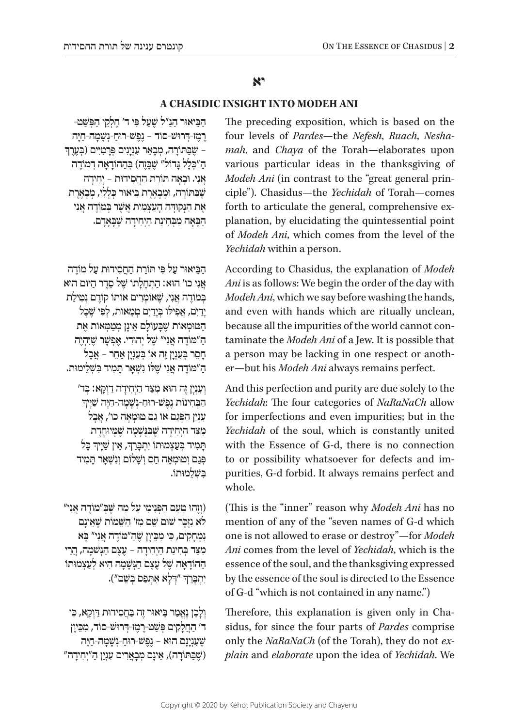# יא

## A CHASIDIC INSIGHT INTO MODEH ANI

הַבֵּיאוּר הַנַּ"ל שֶׁעַל פִּי ד' חֶלְקֵי הַפְּשַׁט-רֶמֶז-דְּרוּשׁ-סוֹד – נֶפֶשׁ-רוּחַ-נְשָׁמָה-חַיָּה – שֶׁבַּתּוֹרָה, מְבָאֵר עִנְיָנִים פְּרָטִיִּים (בְּעֵרֶךְ הַ"כְּלָל גָּדוֹל" שֶׁבָּזֶה) בְּהַהוֹדָאָה דְּמוֹדֶה אֲנִי. וּבָאָה תּוֹרַת הַחֲסִידוּת – יְחִידָה שֶׁבַּתּוֹרָה, וּמְבָאֶרֶת בֵּיאוּר כְּלָלִי, מְבָאֶרֶת אֶת הַנְּקוּדָּה הָעַצְמִית אֲשֶׁר בְּמוֹדֶה אֲנִי הַבָּאָה מִבְּחִינַת הַיְחִידָה שֶׁבָּאָדָם.

The preceding exposition, which is based on the four levels of *Pardes*—the *Nefesh*, *Ruach*, *Neshamah*, and *Chaya* of the Torah—elaborates upon various particular ideas in the thanksgiving of *Modeh Ani* (in contrast to the "great general principle"). Chasidus—the *Yechidah* of Torah—comes forth to articulate the general, comprehensive explanation, by elucidating the quintessential point of *Modeh Ani*, which comes from the level of the *Yechidah* within a person.

הַבֵּיאוּר עַל פִּי תּוֹרַת הַחֲסִידוּת עַל מוֹדֶה אֲנִי כוּ' הוּא: הַתְחָלָתוֹ שֶׁל סֵדֶר הַיּוֹם הוּא בְּמוֹדֶה אֲנִי, שֶׁאוֹמְרִים אוֹתוֹ קוֹדֶם נְטִילַת יָדַיִם, אֲפִילוּ בְּיָדַיִם טְמֵאוֹת, לְפִי שֶׁכָּל הַטּוּמְאוֹת שֶׁבָּעוֹלָם אֵינָן מְטַמְּאוֹת אֶת הַ"מוֹדֶה אֲנִי" שֶׁל יְהוּדִי. אֶפְשָׁר שֶׁיִּהְיֶה חָסֵר בְּעִנְיָן זֶה אוֹ בְּעִנְיָן אַחֵר – אֲבָל הַ"מוֹדֶה אֲנִי" שֶׁלּוֹ נִשְׁאָר תָּמִיד בִּשְׁלֵימוּת.

According to Chasidus, the explanation of *Modeh Ani* is as follows: We begin the order of the day with *Modeh Ani*, which we say before washing the hands, and even with hands which are ritually unclean, because all the impurities of the world cannot contaminate the *Modeh Ani* of a Jew. It is possible that a person may be lacking in one respect or another—but his *Modeh Ani* always remains perfect.

וְעִנְיָן זֶה הוּא מִצַּד הַיְחִידָה דַּוְקָא: בְּד' הַבְּחִינוֹת נֶפֶשׁ-רוּחַ-נְשָׁמָה-חַיָּה שַׁיָּיךְ עִנְיַן הַפְּגַם אוֹ גַּם טוּמְאָה כוּ', אֲבָל מִצַּד הַיְחִידָה שֶׁבַּנְּשָׁמָה שֶׁמְּיוּחֶדֶת תָּמִיד בְּעַצְמוּתוֹ יִתְבָּרֵךְ, אֵין שַׁיָּיךְ כָּל פְּגַם וְטוּמְאָה חַס וְשָׁלוֹם וְנִשְׁאָר תָּמִיד בִּשְׁלֵמוּתוֹ.

And this perfection and purity are due solely to the *Yechidah*: The four categories of *NaRaNaCh* allow for imperfections and even impurities; but in the *Yechidah* of the soul, which is constantly united with the Essence of G-d, there is no connection to or possibility whatsoever for defects and impurities, G-d forbid. It always remains perfect and whole.

(וְזֶהוּ טַעַם הַפְּנִימִי עַל מַה שֶּׁבְּ"מוֹדֶה אֲנִי" לֹא נִזְכַּר שׁוּם שֵׁם מִז' הַשֵּׁמוֹת שֶׁאֵינָם נִמְחָקִים, כִּי מִכֵּיוָן שֶׁהַ"מוֹדֶה אֲנִי" בָּא מִצַּד בְּחִינַת הַיְחִידָה – עֶצֶם הַנְּשָׁמָה, הֲרֵי הַהוֹדָאָה שֶׁל עֶצֶם הַנְּשָׁמָה הִיא לְעַצְמוּתוֹ יִתְבָּרֵךְ "דְּלָא אִתְפַּס בְּשֵׁם").

(This is the "inner" reason why *Modeh Ani* has no mention of any of the "seven names of G-d which one is not allowed to erase or destroy"—for *Modeh Ani* comes from the level of *Yechidah*, which is the essence of the soul, and the thanksgiving expressed by the essence of the soul is directed to the Essence of G-d "which is not contained in any name.")

וְלָכֵן נֶאֱמַר בֵּיאוּר זֶה בַּחֲסִידוּת דַּוְקָא, כִּי ד' הַחֲלָקִים פְּשַׁט-רֶמֶז-דְּרוּשׁ-סוֹד, מִכֵּיוָן שֶׁעִנְיָנָם הוּא – נֶפֶשׁ-רוּחַ-נְשָׁמָה-חַיָּה (שֶׁבַּתּוֹרָה), אֵינָם מְבָאֲרִים עִנְיַן הַ"יְחִידָה"

Therefore, this explanation is given only in Chasidus, for since the four parts of *Pardes* comprise only the *NaRaNaCh* (of the Torah), they do not *explain* and *elaborate* upon the idea of *Yechidah*. We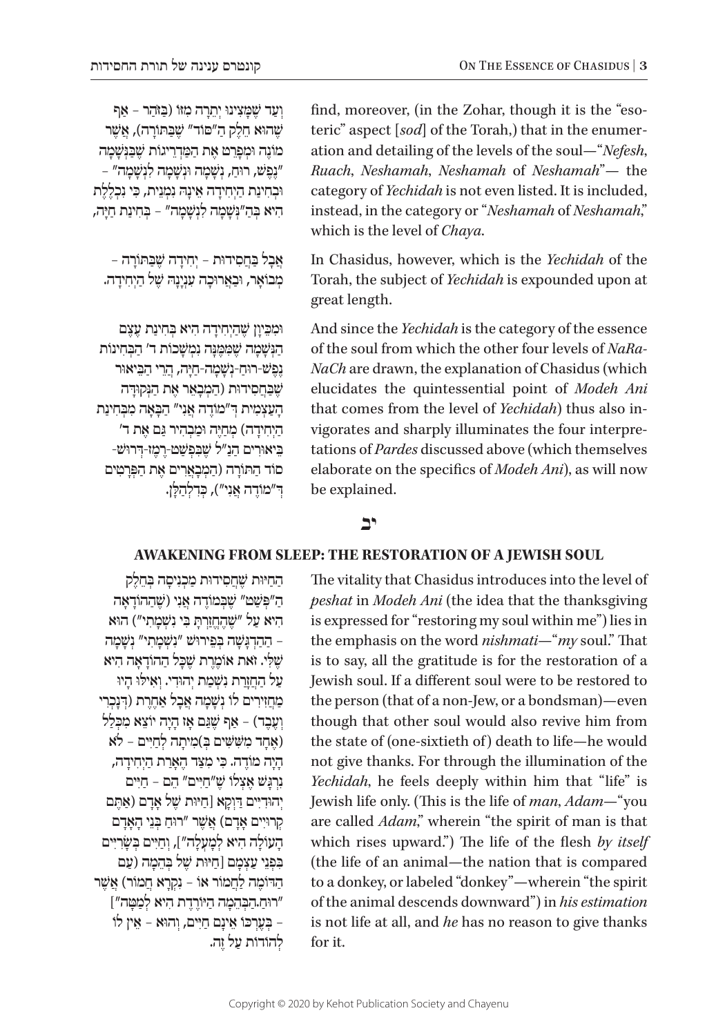וְעַד שֶׁמָּצִינוּ יְתֵרָה מִזּוֹ (בַּזֹּהַר – אַף שֶׁהוּא חֵלֶק הַ"סּוֹד" שֶׁבַּתּוֹרָה), אֲשֶׁר מוֹנֶה וּמְפָרֵט אֶת הַמַּדְרֵיגוֹת שֶׁבַּנְּשָׁמָה "נֶפֶשׁ, רוּחַ, נְשָׁמָה וּנְשָׁמָה לִנְשָׁמָה" – וּבְחִינַת הַיְחִידָה אֵינָהּ נִמְנֵית, כִּי נִכְלֶלֶת הִיא בְּהַ"נְּשָׁמָה לִנְשָׁמָה" – בְּחִינַת חַיָּה,

find, moreover, (in the Zohar, though it is the "esoteric" aspect [*sod*] of the Torah,) that in the enumeration and detailing of the levels of the soul—"*Nefesh*, *Ruach*, *Neshamah*, *Neshamah* of *Neshamah*"— the category of *Yechidah* is not even listed. It is included, instead, in the category or "*Neshamah* of *Neshamah*," which is the level of *Chaya*.

אֲבָל בַּחֲסִידוּת – יְחִידָה שֶׁבַּתּוֹרָה – מְבוֹאָר, וּבַאֲרוּכָּה עִנְיָנָהּ שֶׁל הַיְחִידָה.

In Chasidus, however, which is the *Yechidah* of the Torah, the subject of *Yechidah* is expounded upon at great length.

וּמִכֵּיוָן שֶׁהַיְחִידָה הִיא בְּחִינַת עֶצֶם הַנְּשָׁמָה שֶׁמִּמֶּנָּה נִמְשָׁכוֹת ד' הַבְּחִינוֹת נֶפֶשׁ-רוּחַ-נְשָׁמָה-חַיָּה, הֲרֵי הַבֵּיאוּר שֶׁבַּחֲסִידוּת (הַמְבָאֵר אֶת הַנְּקוּדָּה הָעַצְמִית דְּ"מוֹדֶה אֲנִי" הַבָּאָה מִבְּחִינַת הַיְחִידָה) מְחַיֶּה וּמַבְהִיר גַּם אֶת ד' בֵּיאוּרִים הַנַּ"ל שֶׁבִּפְשַׁט-רֶמֶז-דְּרוּשׁ-סוֹד הַתּוֹרָה (הַמְבָאֲרִים אֶת הַפְּרָטִים דְּ"מוֹדֶה אֲנִי"), כִּדִלְהַלָּן.

And since the *Yechidah* is the category of the essence of the soul from which the other four levels of *NaRaNaCh* are drawn, the explanation of Chasidus (which elucidates the quintessential point of *Modeh Ani* that comes from the level of *Yechidah*) thus also invigorates and sharply illuminates the four interpretations of *Pardes* discussed above (which themselves elaborate on the specifics of *Modeh Ani*), as will now be explained.

## יב

### AWAKENING FROM SLEEP: THE RESTORATION OF A JEWISH SOUL

הַחַיּוּת שֶׁחֲסִידוּת מַכְנִיסָה בְּחֵלֶק הַ"פְּשַׁט" שֶׁבְּמוֹדֶה אֲנִי (שֶׁהַהוֹדָאָה הִיא עַל "שֶׁהֶחֱזַרְתָּ בִּי נִשְׁמָתִי") הוּא – הַהַדְגָּשָׁה בְּפֵירוּשׁ "נִשְׁמָתִי" נְשָׁמָה שֶׁלִּי. זֹאת אוֹמֶרֶת שֶׁכָּל הַהוֹדָאָה הִיא עַל הַחֲזָרַת נִשְׁמַת יְהוּדִי. וְאִילוּ הָיוּ מַחֲזִירִים לוֹ נְשָׁמָה אֲבָל אַחֶרֶת (דְּנָכְרִי וְעֶבֶד) – אַף שֶׁגַּם אָז הָיָה יוֹצֵא מִכְּלַל (אֶחָד מִשִּׁשִּׁים בְּ)מִיתָה לְחַיִּים – לֹא הָיָה מוֹדֶה. כִּי מִצַּד הֶאָרַת הַיְחִידָה, נִרְגָּשׁ אֶצְלוֹ שֶׁ"חַיִּים" הֵם – חַיִּים יְהוּדִיִּים דַּוְקָא [חַיּוּת שֶׁל אָדָם (אַתֶּם קְרוּיִים אָדָם) אֲשֶׁר "רוּחַ בְּנֵי הָאָדָם הָעוֹלָה הִיא לְמָעְלָה"], וְחַיִּים בְּשָׂרִיִּים בִּפְנֵי עַצְמָם [חַיּוּת שֶׁל בְּהֵמָה (עַם הַדּוֹמֶה לַחֲמוֹר אוֹ – נִקְרָא חֲמוֹר) אֲשֶׁר "רוּחַ הַבְּהֵמָה הַיּוֹרֶדֶת הִיא לְמַטָּה"] – בְּעֶרְכּוֹ אֵינָם חַיִּים, וְהוּא – אֵין לוֹ לְהוֹדוֹת עַל זֶה.

The vitality that Chasidus introduces into the level of *peshat* in *Modeh Ani* (the idea that the thanksgiving is expressed for "restoring my soul within me") lies in the emphasis on the word *nishmati*—"*my* soul." That is to say, all the gratitude is for the restoration of a Jewish soul. If a different soul were to be restored to the person (that of a non-Jew, or a bondsman)—even though that other soul would also revive him from the state of (one-sixtieth of) death to life—he would not give thanks. For through the illumination of the *Yechidah*, he feels deeply within him that "life" is Jewish life only. (This is the life of *man*, *Adam*—"you are called *Adam*," wherein "the spirit of man is that which rises upward.") The life of the flesh *by itself* (the life of an animal—the nation that is compared to a donkey, or labeled "donkey"—wherein "the spirit of the animal descends downward") in *his estimation* is not life at all, and *he* has no reason to give thanks for it.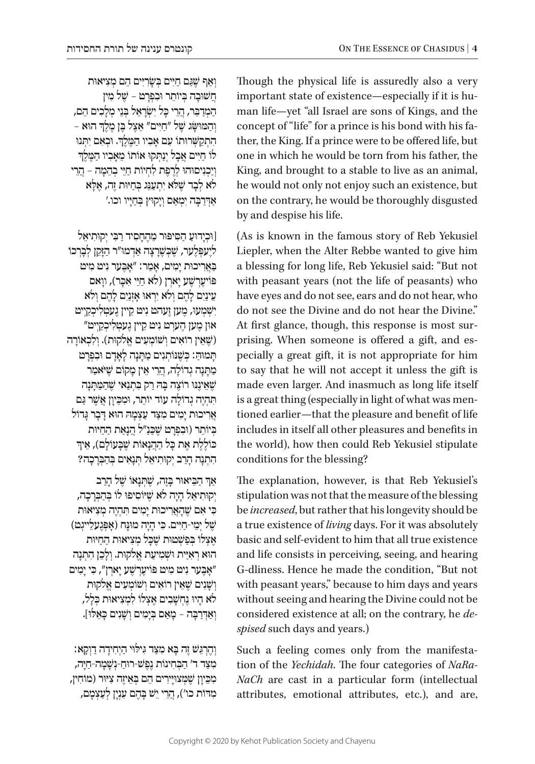Though the physical life is assuredly also a very important state of existence—especially if it is human life—yet "all Israel are sons of Kings, and the concept of "life" for a prince is his bond with his father, the King. If a prince were to be offered life, but one in which he would be torn from his father, the King, and brought to a stable to live as an animal, he would not only not enjoy such an existence, but on the contrary, he would be thoroughly disgusted by and despise his life.

(As is known in the famous story of Reb Yekusiel Liepler, when the Alter Rebbe wanted to give him a blessing for long life, Reb Yekusiel said: "But not with peasant years (not the life of peasants) who have eyes and do not see, ears and do not hear, who do not see the Divine and do not hear the Divine." At first glance, though, this response is most surprising. When someone is offered a gift, and especially a great gift, it is not appropriate for him to say that he will not accept it unless the gift is made even larger. And inasmuch as long life itself is a great thing (especially in light of what was mentioned earlier—that the pleasure and benefit of life includes in itself all other pleasures and benefits in the world), how then could Reb Yekusiel stipulate conditions for the blessing?

The explanation, however, is that Reb Yekusiel's stipulation was not that the measure of the blessing be *increased*, but rather that his longevity should be a true existence of *living* days. For it was absolutely basic and self-evident to him that all true existence and life consists in perceiving, seeing, and hearing G-dliness. Hence he made the condition, "But not with peasant years," because to him days and years without seeing and hearing the Divine could not be considered existence at all; on the contrary, he *despised* such days and years.)

Such a feeling comes only from the manifestation of the *Yechidah*. The four categories of *NaRaNaCh* are cast in a particular form (intellectual attributes, emotional attributes, etc.), and are,

וְאַף שֶׁגַּם חַיִּים בְּשָׂרִיִּים הֵם מְצִיאוּת חֲשׁוּבָה בְּיוֹתֵר וּבִפְרָט – שֶׁל מִין הַמְדַבֵּר, הֲרֵי כָּל יִשְׂרָאֵל בְּנֵי מְלָכִים הֵם, וְהַמּוּשָּׂג שֶׁל "חַיִּים" אֵצֶל בֶּן מֶלֶךְ הוּא – הִתְקַשְּׁרוּתוֹ עִם אָבִיו הַמֶּלֶךְ. וּבְאִם יִתְּנוּ לוֹ חַיִּים אֲבָל יַנְתִּקוּ אוֹתוֹ מֵאָבִיו הַמֶּלֶךְ וְיַכְנִיסוּהוּ לְרֶפֶת לִחְיוֹת חַיֵּי בְהֵמָה – הֲרֵי לֹא לְבַד שֶׁלֹּא יִתְעַנֵּג בְּחַיּוּת זֶה, אֶלָּא אַדְּרַבָּה יִמְאַס וְיָקוּץ בְּחַיָּיו וכו'.

[וּכְיָדוּעַ הַסִּפּוּר מֵהֶחָסִיד רַבִּי יְקוּתִיאֵל לִיעפְּלֶער, שֶׁכְּשֶׁרָצָה אַדְמוּ"ר הַזָּקֵן לְבָרְכוֹ בַּאֲרִיכוּת יָמִים, אָמַר: "אָבֶּער נִיט מִיט פּוֹיעֶרְשֶׁע יָארְן (לֹא חַיֵּי אִכָּר), וָואס עֵינַיִם לָהֶם וְלֹא יִרְאוּ אָזְנַיִם לָהֶם וְלֹא יִשְׁמָעוּ, מֶען זֶעהט נִיט קֵיין גֶעטְלִיכְקַייט אוּן מֶען הֶערְט נִיט קֵיין גֶעטְלִיכְקַייט" (שֶׁאֵין רוֹאִים וְשׁוֹמְעִים אֱלֹקוּת). וְלִכְאוֹרָה תָּמוּהַּ: כְּשֶׁנּוֹתְנִים מַתָּנָה לְאָדָם וּבִפְרָט מַתָּנָה גְדוֹלָה, הֲרֵי אֵין מָקוֹם שֶׁיֹּאמַר שֶׁאֵינֶנּוּ רוֹצֶה בָּהּ רַק בִּתְנַאי שֶׁהַמַּתָּנָה תִּהְיֶה גְדוֹלָה עוֹד יוֹתֵר, וּמִכֵּיוָן אֲשֶׁר גַּם אֲרִיכוּת יָמִים מִצַּד עַצְמָהּ הוּא דָבָר גָּדוֹל בְּיוֹתֵר (וּבִפְרָט שֶׁכַּנַּ"ל הֲנָאַת הַחַיּוּת כּוֹלֶלֶת אֶת כָּל הַהֲנָאוֹת שֶׁבָּעוֹלָם), אֵיךְ הִתְנָה הָרַב יְקוּתִיאֵל תְּנָאִים בְּהַבְּרָכָה?

אַךְ הַבֵּיאוּר בָּזֶה, שֶׁתְּנָאוֹ שֶׁל הָרַב יְקוּתִיאֵל הָיָה לֹא שֶׁיּוֹסִיפוּ לוֹ בְּהַבְּרָכָה, כִּי אִם שֶׁהָאֲרִיכוּת יָמִים תִּהְיֶה מְצִיאוּת שֶׁל יְמֵי-חַיִּים. כִּי הָיָה מוּנָח (אָפְּגֶעלֵייגְט) אֶצְלוֹ בִּפְשִׁיטוּת שֶׁכָּל מְצִיאוּת הַחַיּוּת הוּא רְאִיַּית וּשְׁמִיעַת אֱלֹקוּת. וְלָכֵן הִתְנָה "אָבֶּער נִיט מִיט פּוֹיעֶרְשֶׁע יָארְן", כִּי יָמִים וְשָׁנִים שֶׁאֵין רוֹאִים וְשׁוֹמְעִים אֱלֹקוּת לֹא הָיוּ נֶחְשָׁבִים אֶצְלוֹ לִמְצִיאוּת כְּלָל, וְאַדְּרַבָּה – מָאַס בְּיָמִים וְשָׁנִים כָּאֵלּוּ].

וְהֶרְגֵּשׁ זֶה בָּא מִצַּד גִּילּוּי הַיְחִידָה דַּוְקָא: מִצַּד ד' הַבְּחִינוֹת נֶפֶשׁ-רוּחַ-נְשָׁמָה-חַיָּה, מִכֵּיוָן שֶׁמְּצוּיָּרִים הֵם בְּאֵיזֶה צִיּוּר (מוֹחִין, מִדּוֹת כו'), הֲרֵי יֵשׁ בָּהֶם עִנְיָן לְעַצְמָם,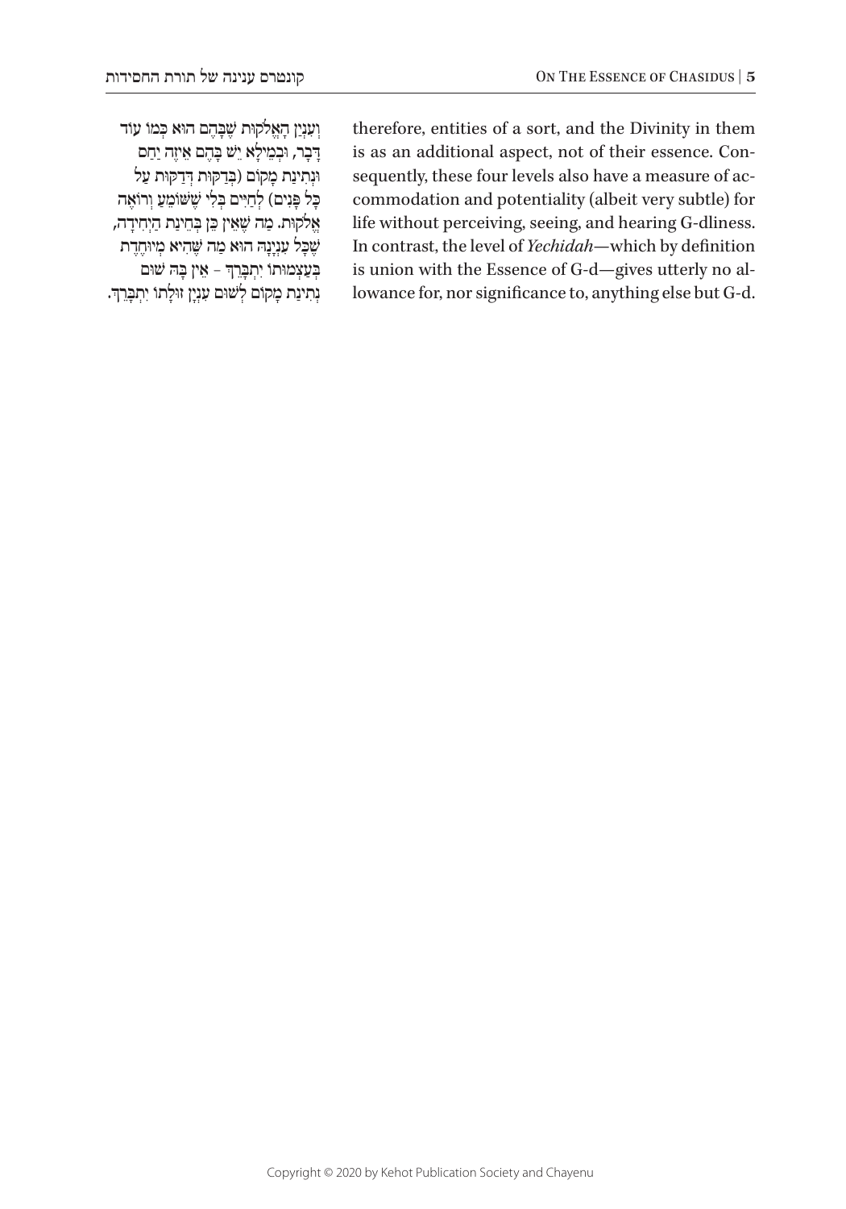therefore, entities of a sort, and the Divinity in them is as an additional aspect, not of their essence. Consequently, these four levels also have a measure of accommodation and potentiality (albeit very subtle) for life without perceiving, seeing, and hearing G-dliness. In contrast, the level of *Yechidah*—which by definition is union with the Essence of G-d—gives utterly no allowance for, nor significance to, anything else but G-d.

וְעִנְיַן הָאֱלֹקוּת שֶׁבָּהֶם הוּא כְּמוֹ עוֹד דָּבָר, וּבְמֵילָא יֵשׁ בָּהֶם אֵיזֶה יַחַס וּנְתִינַת מָקוֹם (בְּדַקּוּת דְּדַקּוּת עַל כָּל פָּנִים) לְחַיִּים בְּלִי שֶׁשּׁוֹמֵעַ וְרוֹאֶה אֱלֹקוּת. מַה שֶּׁאֵין כֵּן בְּחִינַת הַיְחִידָה, שֶׁכָּל עִנְיָנָהּ הוּא מַה שֶּׁהִיא מְיוּחֶדֶת בְּעַצְמוּתוֹ יִתְבָּרֵךְ – אֵין בָּהּ שׁוּם נְתִינַת מָקוֹם לְשׁוּם עִנְיָן זוּלָתוֹ יִתְבָּרֵךְ.